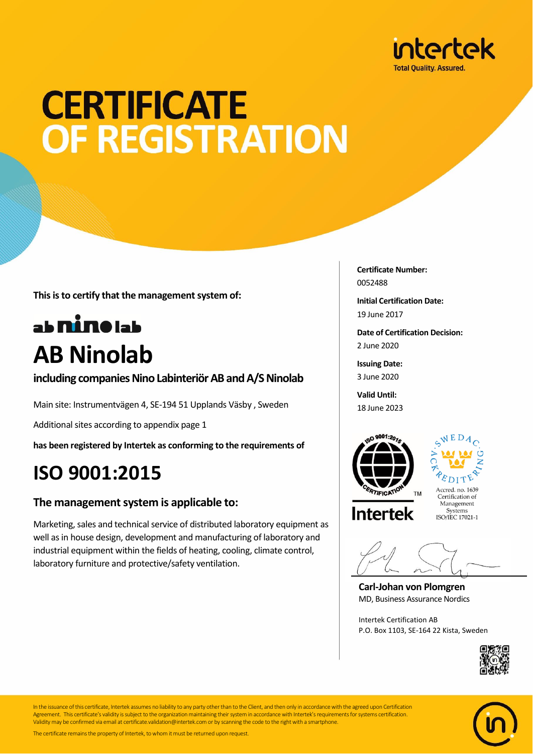intertek
Total Quality. Assured.

# CERTIFICATE OF REGISTRATION

**This is to certify that the management system of:**

ab nino lab

## AB Ninolab

**including companies Nino Labinteriör AB and A/S Ninolab**

Main site: Instrumentvägen 4, SE-194 51 Upplands Väsby , Sweden

Additional sites according to appendix page 1

**has been registered by Intertek as conforming to the requirements of**

# ISO 9001:2015

### The management system is applicable to:

Marketing, sales and technical service of distributed laboratory equipment as well as in house design, development and manufacturing of laboratory and industrial equipment within the fields of heating, cooling, climate control, laboratory furniture and protective/safety ventilation.

**Certificate Number:**
0052488

**Initial Certification Date:**
19 June 2017

**Date of Certification Decision:**
2 June 2020

**Issuing Date:**
3 June 2020

**Valid Until:**
18 June 2023

ISO 9001:2015 CERTIFICATION TM
Intertek

SWEDAC ACKREDITERING
Accred. no. 1639
Certification of Management Systems
ISO/IEC 17021-1

**Carl-Johan von Plomgren**
MD, Business Assurance Nordics

Intertek Certification AB
P.O. Box 1103, SE-164 22 Kista, Sweden

In the issuance of this certificate, Intertek assumes no liability to any party other than to the Client, and then only in accordance with the agreed upon Certification Agreement. This certificate's validity is subject to the organization maintaining their system in accordance with Intertek's requirements for systems certification. Validity may be confirmed via email at certificate.validation@intertek.com or by scanning the code to the right with a smartphone.

The certificate remains the property of Intertek, to whom it must be returned upon request.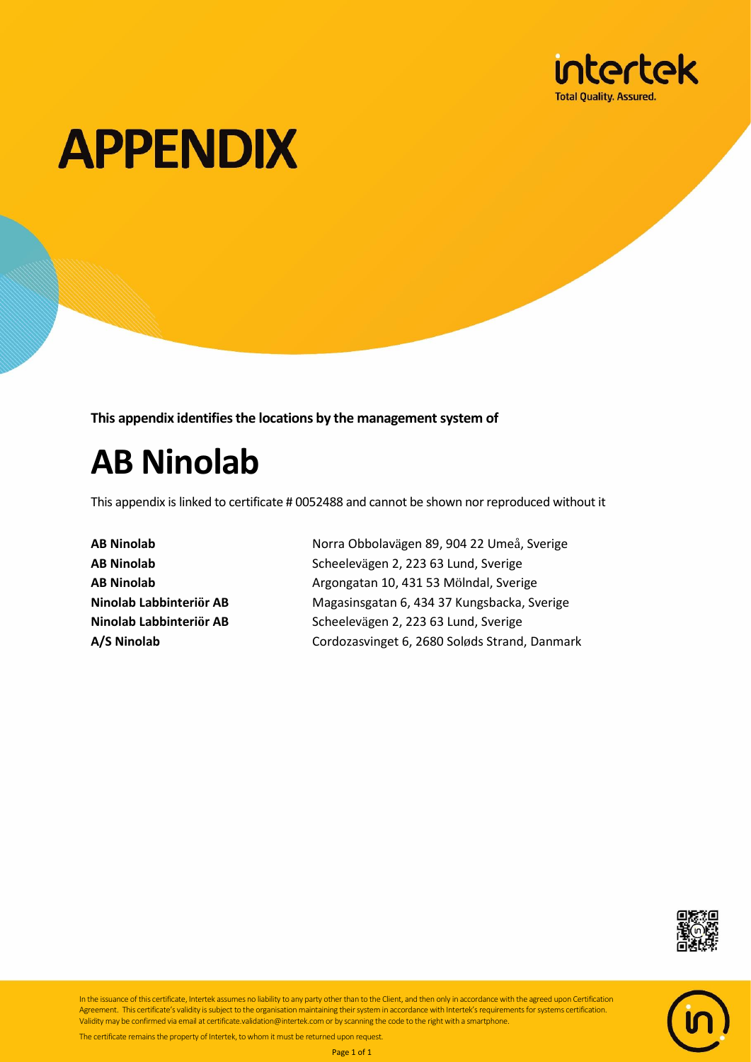intertek
Total Quality. Assured.

# APPENDIX

**This appendix identifies the locations by the management system of**

# AB Ninolab

This appendix is linked to certificate # 0052488 and cannot be shown nor reproduced without it

| | |
|---|---|
| **AB Ninolab** | Norra Obbolavägen 89, 904 22 Umeå, Sverige |
| **AB Ninolab** | Scheelevägen 2, 223 63 Lund, Sverige |
| **AB Ninolab** | Argongatan 10, 431 53 Mölndal, Sverige |
| **Ninolab Labbinteriör AB** | Magasinsgatan 6, 434 37 Kungsbacka, Sverige |
| **Ninolab Labbinteriör AB** | Scheelevägen 2, 223 63 Lund, Sverige |
| **A/S Ninolab** | Cordozasvinget 6, 2680 Soløds Strand, Danmark |

In the issuance of this certificate, Intertek assumes no liability to any party other than to the Client, and then only in accordance with the agreed upon Certification Agreement. This certificate's validity is subject to the organisation maintaining their system in accordance with Intertek's requirements for systems certification. Validity may be confirmed via email at certificate.validation@intertek.com or by scanning the code to the right with a smartphone.

The certificate remains the property of Intertek, to whom it must be returned upon request.